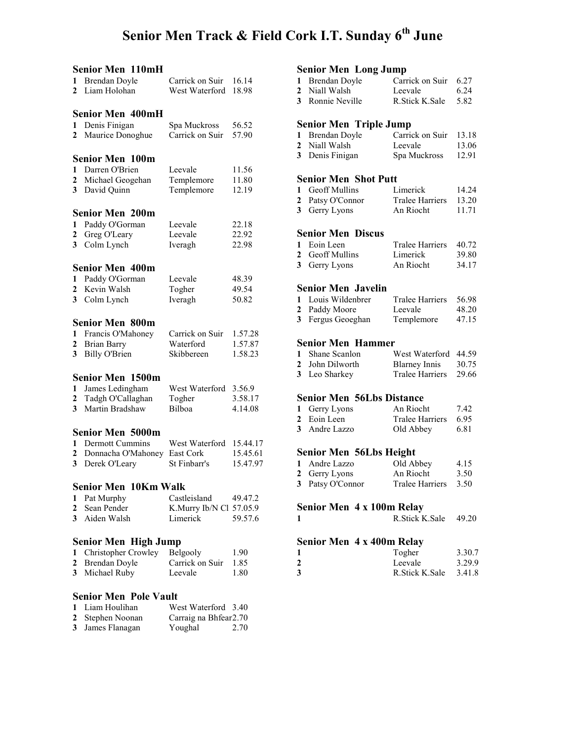# Senior Men Track & Field Cork I.T. Sunday 6th June

### Senior Men 110mH

| | | | |
|---|---|---|---|
| 1 | Brendan Doyle | Carrick on Suir | 16.14 |
| 2 | Liam Holohan | West Waterford | 18.98 |

### Senior Men 400mH

| | | | |
|---|---|---|---|
| 1 | Denis Finigan | Spa Muckross | 56.52 |
| 2 | Maurice Donoghue | Carrick on Suir | 57.90 |

### Senior Men 100m

| | | | |
|---|---|---|---|
| 1 | Darren O'Brien | Leevale | 11.56 |
| 2 | Michael Geogehan | Templemore | 11.80 |
| 3 | David Quinn | Templemore | 12.19 |

### Senior Men 200m

| | | | |
|---|---|---|---|
| 1 | Paddy O'Gorman | Leevale | 22.18 |
| 2 | Greg O'Leary | Leevale | 22.92 |
| 3 | Colm Lynch | Iveragh | 22.98 |

### Senior Men 400m

| | | | |
|---|---|---|---|
| 1 | Paddy O'Gorman | Leevale | 48.39 |
| 2 | Kevin Walsh | Togher | 49.54 |
| 3 | Colm Lynch | Iveragh | 50.82 |

### Senior Men 800m

| | | | |
|---|---|---|---|
| 1 | Francis O'Mahoney | Carrick on Suir | 1.57.28 |
| 2 | Brian Barry | Waterford | 1.57.87 |
| 3 | Billy O'Brien | Skibbereen | 1.58.23 |

### Senior Men 1500m

| | | | |
|---|---|---|---|
| 1 | James Ledingham | West Waterford | 3.56.9 |
| 2 | Tadgh O'Callaghan | Togher | 3.58.17 |
| 3 | Martin Bradshaw | Bilboa | 4.14.08 |

### Senior Men 5000m

| | | | |
|---|---|---|---|
| 1 | Dermott Cummins | West Waterford | 15.44.17 |
| 2 | Donnacha O'Mahoney | East Cork | 15.45.61 |
| 3 | Derek O'Leary | St Finbarr's | 15.47.97 |

### Senior Men 10Km Walk

| | | | |
|---|---|---|---|
| 1 | Pat Murphy | Castleisland | 49.47.2 |
| 2 | Sean Pender | K.Murry Ib/N Cl | 57.05.9 |
| 3 | Aiden Walsh | Limerick | 59.57.6 |

### Senior Men High Jump

| | | | |
|---|---|---|---|
| 1 | Christopher Crowley | Belgooly | 1.90 |
| 2 | Brendan Doyle | Carrick on Suir | 1.85 |
| 3 | Michael Ruby | Leevale | 1.80 |

### Senior Men Pole Vault

| | | | |
|---|---|---|---|
| 1 | Liam Houlihan | West Waterford | 3.40 |
| 2 | Stephen Noonan | Carraig na Bhfear | 2.70 |
| 3 | James Flanagan | Youghal | 2.70 |

### Senior Men Long Jump

| | | | |
|---|---|---|---|
| 1 | Brendan Doyle | Carrick on Suir | 6.27 |
| 2 | Niall Walsh | Leevale | 6.24 |
| 3 | Ronnie Neville | R.Stick K.Sale | 5.82 |

### Senior Men Triple Jump

| | | | |
|---|---|---|---|
| 1 | Brendan Doyle | Carrick on Suir | 13.18 |
| 2 | Niall Walsh | Leevale | 13.06 |
| 3 | Denis Finigan | Spa Muckross | 12.91 |

### Senior Men Shot Putt

| | | | |
|---|---|---|---|
| 1 | Geoff Mullins | Limerick | 14.24 |
| 2 | Patsy O'Connor | Tralee Harriers | 13.20 |
| 3 | Gerry Lyons | An Riocht | 11.71 |

### Senior Men Discus

| | | | |
|---|---|---|---|
| 1 | Eoin Leen | Tralee Harriers | 40.72 |
| 2 | Geoff Mullins | Limerick | 39.80 |
| 3 | Gerry Lyons | An Riocht | 34.17 |

### Senior Men Javelin

| | | | |
|---|---|---|---|
| 1 | Louis Wildenbrer | Tralee Harriers | 56.98 |
| 2 | Paddy Moore | Leevale | 48.20 |
| 3 | Fergus Geoeghan | Templemore | 47.15 |

### Senior Men Hammer

| | | | |
|---|---|---|---|
| 1 | Shane Scanlon | West Waterford | 44.59 |
| 2 | John Dilworth | Blarney Innis | 30.75 |
| 3 | Leo Sharkey | Tralee Harriers | 29.66 |

### Senior Men 56Lbs Distance

| | | | |
|---|---|---|---|
| 1 | Gerry Lyons | An Riocht | 7.42 |
| 2 | Eoin Leen | Tralee Harriers | 6.95 |
| 3 | Andre Lazzo | Old Abbey | 6.81 |

### Senior Men 56Lbs Height

| | | | |
|---|---|---|---|
| 1 | Andre Lazzo | Old Abbey | 4.15 |
| 2 | Gerry Lyons | An Riocht | 3.50 |
| 3 | Patsy O'Connor | Tralee Harriers | 3.50 |

### Senior Men 4 x 100m Relay

| | | |
|---|---|---|
| 1 | R.Stick K.Sale | 49.20 |

### Senior Men 4 x 400m Relay

| | | |
|---|---|---|
| 1 | Togher | 3.30.7 |
| 2 | Leevale | 3.29.9 |
| 3 | R.Stick K.Sale | 3.41.8 |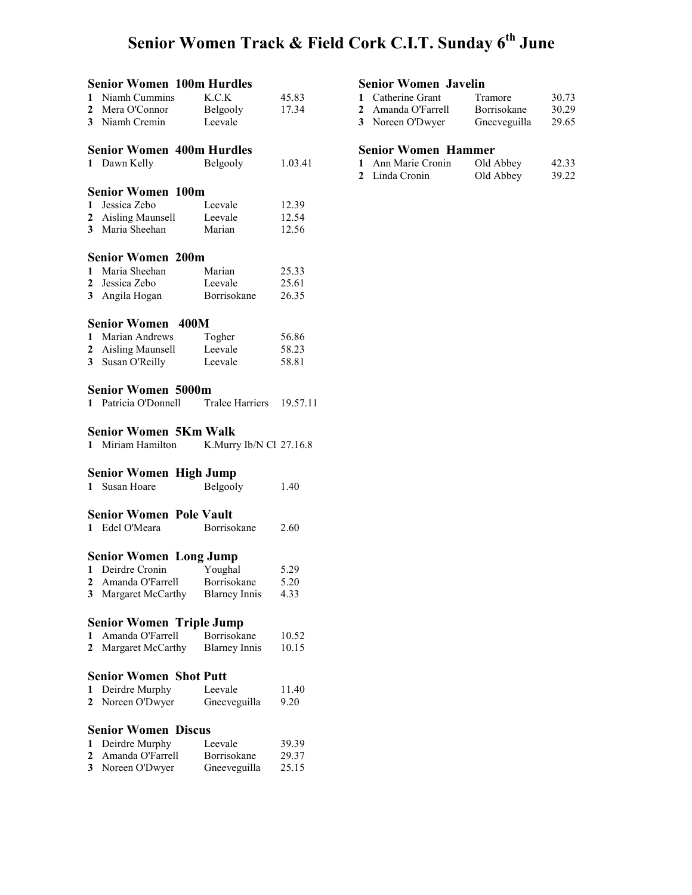# Senior Women Track & Field Cork C.I.T. Sunday 6th June

### Senior Women 100m Hurdles

| | | | |
|---|---|---|---|
| 1 | Niamh Cummins | K.C.K | 45.83 |
| 2 | Mera O'Connor | Belgooly | 17.34 |
| 3 | Niamh Cremin | Leevale | |

### Senior Women 400m Hurdles

| | | | |
|---|---|---|---|
| 1 | Dawn Kelly | Belgooly | 1.03.41 |

### Senior Women 100m

| | | | |
|---|---|---|---|
| 1 | Jessica Zebo | Leevale | 12.39 |
| 2 | Aisling Maunsell | Leevale | 12.54 |
| 3 | Maria Sheehan | Marian | 12.56 |

### Senior Women 200m

| | | | |
|---|---|---|---|
| 1 | Maria Sheehan | Marian | 25.33 |
| 2 | Jessica Zebo | Leevale | 25.61 |
| 3 | Angila Hogan | Borrisokane | 26.35 |

### Senior Women 400M

| | | | |
|---|---|---|---|
| 1 | Marian Andrews | Togher | 56.86 |
| 2 | Aisling Maunsell | Leevale | 58.23 |
| 3 | Susan O'Reilly | Leevale | 58.81 |

### Senior Women 5000m

| | | | |
|---|---|---|---|
| 1 | Patricia O'Donnell | Tralee Harriers | 19.57.11 |

### Senior Women 5Km Walk

| | | | |
|---|---|---|---|
| 1 | Miriam Hamilton | K.Murry Ib/N Cl | 27.16.8 |

### Senior Women High Jump

| | | | |
|---|---|---|---|
| 1 | Susan Hoare | Belgooly | 1.40 |

### Senior Women Pole Vault

| | | | |
|---|---|---|---|
| 1 | Edel O'Meara | Borrisokane | 2.60 |

### Senior Women Long Jump

| | | | |
|---|---|---|---|
| 1 | Deirdre Cronin | Youghal | 5.29 |
| 2 | Amanda O'Farrell | Borrisokane | 5.20 |
| 3 | Margaret McCarthy | Blarney Innis | 4.33 |

### Senior Women Triple Jump

| | | | |
|---|---|---|---|
| 1 | Amanda O'Farrell | Borrisokane | 10.52 |
| 2 | Margaret McCarthy | Blarney Innis | 10.15 |

### Senior Women Shot Putt

| | | | |
|---|---|---|---|
| 1 | Deirdre Murphy | Leevale | 11.40 |
| 2 | Noreen O'Dwyer | Gneeveguilla | 9.20 |

### Senior Women Discus

| | | | |
|---|---|---|---|
| 1 | Deirdre Murphy | Leevale | 39.39 |
| 2 | Amanda O'Farrell | Borrisokane | 29.37 |
| 3 | Noreen O'Dwyer | Gneeveguilla | 25.15 |

### Senior Women Javelin

| | | | |
|---|---|---|---|
| 1 | Catherine Grant | Tramore | 30.73 |
| 2 | Amanda O'Farrell | Borrisokane | 30.29 |
| 3 | Noreen O'Dwyer | Gneeveguilla | 29.65 |

### Senior Women Hammer

| | | | |
|---|---|---|---|
| 1 | Ann Marie Cronin | Old Abbey | 42.33 |
| 2 | Linda Cronin | Old Abbey | 39.22 |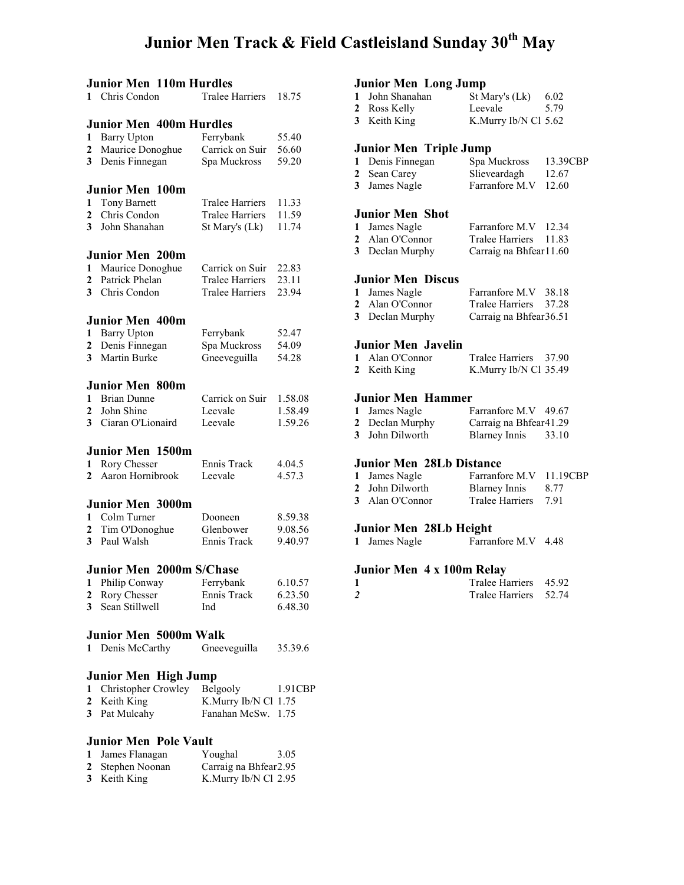# Junior Men Track & Field Castleisland Sunday 30th May

### Junior Men 110m Hurdles

| | | | |
|---|---|---|---|
| 1 | Chris Condon | Tralee Harriers | 18.75 |

### Junior Men 400m Hurdles

| | | | |
|---|---|---|---|
| 1 | Barry Upton | Ferrybank | 55.40 |
| 2 | Maurice Donoghue | Carrick on Suir | 56.60 |
| 3 | Denis Finnegan | Spa Muckross | 59.20 |

### Junior Men 100m

| | | | |
|---|---|---|---|
| 1 | Tony Barnett | Tralee Harriers | 11.33 |
| 2 | Chris Condon | Tralee Harriers | 11.59 |
| 3 | John Shanahan | St Mary's (Lk) | 11.74 |

### Junior Men 200m

| | | | |
|---|---|---|---|
| 1 | Maurice Donoghue | Carrick on Suir | 22.83 |
| 2 | Patrick Phelan | Tralee Harriers | 23.11 |
| 3 | Chris Condon | Tralee Harriers | 23.94 |

### Junior Men 400m

| | | | |
|---|---|---|---|
| 1 | Barry Upton | Ferrybank | 52.47 |
| 2 | Denis Finnegan | Spa Muckross | 54.09 |
| 3 | Martin Burke | Gneeveguilla | 54.28 |

### Junior Men 800m

| | | | |
|---|---|---|---|
| 1 | Brian Dunne | Carrick on Suir | 1.58.08 |
| 2 | John Shine | Leevale | 1.58.49 |
| 3 | Ciaran O'Lionaird | Leevale | 1.59.26 |

### Junior Men 1500m

| | | | |
|---|---|---|---|
| 1 | Rory Chesser | Ennis Track | 4.04.5 |
| 2 | Aaron Hornibrook | Leevale | 4.57.3 |

### Junior Men 3000m

| | | | |
|---|---|---|---|
| 1 | Colm Turner | Dooneen | 8.59.38 |
| 2 | Tim O'Donoghue | Glenbower | 9.08.56 |
| 3 | Paul Walsh | Ennis Track | 9.40.97 |

### Junior Men 2000m S/Chase

| | | | |
|---|---|---|---|
| 1 | Philip Conway | Ferrybank | 6.10.57 |
| 2 | Rory Chesser | Ennis Track | 6.23.50 |
| 3 | Sean Stillwell | Ind | 6.48.30 |

### Junior Men 5000m Walk

| | | | |
|---|---|---|---|
| 1 | Denis McCarthy | Gneeveguilla | 35.39.6 |

### Junior Men High Jump

| | | | |
|---|---|---|---|
| 1 | Christopher Crowley | Belgooly | 1.91CBP |
| 2 | Keith King | K.Murry Ib/N Cl | 1.75 |
| 3 | Pat Mulcahy | Fanahan McSw. | 1.75 |

### Junior Men Pole Vault

| | | | |
|---|---|---|---|
| 1 | James Flanagan | Youghal | 3.05 |
| 2 | Stephen Noonan | Carraig na Bhfear | 2.95 |
| 3 | Keith King | K.Murry Ib/N Cl | 2.95 |

### Junior Men Long Jump

| | | | |
|---|---|---|---|
| 1 | John Shanahan | St Mary's (Lk) | 6.02 |
| 2 | Ross Kelly | Leevale | 5.79 |
| 3 | Keith King | K.Murry Ib/N Cl | 5.62 |

### Junior Men Triple Jump

| | | | |
|---|---|---|---|
| 1 | Denis Finnegan | Spa Muckross | 13.39CBP |
| 2 | Sean Carey | Slieveardagh | 12.67 |
| 3 | James Nagle | Farranfore M.V | 12.60 |

### Junior Men Shot

| | | | |
|---|---|---|---|
| 1 | James Nagle | Farranfore M.V | 12.34 |
| 2 | Alan O'Connor | Tralee Harriers | 11.83 |
| 3 | Declan Murphy | Carraig na Bhfear | 11.60 |

### Junior Men Discus

| | | | |
|---|---|---|---|
| 1 | James Nagle | Farranfore M.V | 38.18 |
| 2 | Alan O'Connor | Tralee Harriers | 37.28 |
| 3 | Declan Murphy | Carraig na Bhfear | 36.51 |

### Junior Men Javelin

| | | | |
|---|---|---|---|
| 1 | Alan O'Connor | Tralee Harriers | 37.90 |
| 2 | Keith King | K.Murry Ib/N Cl | 35.49 |

### Junior Men Hammer

| | | | |
|---|---|---|---|
| 1 | James Nagle | Farranfore M.V | 49.67 |
| 2 | Declan Murphy | Carraig na Bhfear | 41.29 |
| 3 | John Dilworth | Blarney Innis | 33.10 |

### Junior Men 28Lb Distance

| | | | |
|---|---|---|---|
| 1 | James Nagle | Farranfore M.V | 11.19CBP |
| 2 | John Dilworth | Blarney Innis | 8.77 |
| 3 | Alan O'Connor | Tralee Harriers | 7.91 |

### Junior Men 28Lb Height

| | | | |
|---|---|---|---|
| 1 | James Nagle | Farranfore M.V | 4.48 |

### Junior Men 4 x 100m Relay

| | | | |
|---|---|---|---|
| 1 | | Tralee Harriers | 45.92 |
| *2* | | Tralee Harriers | 52.74 |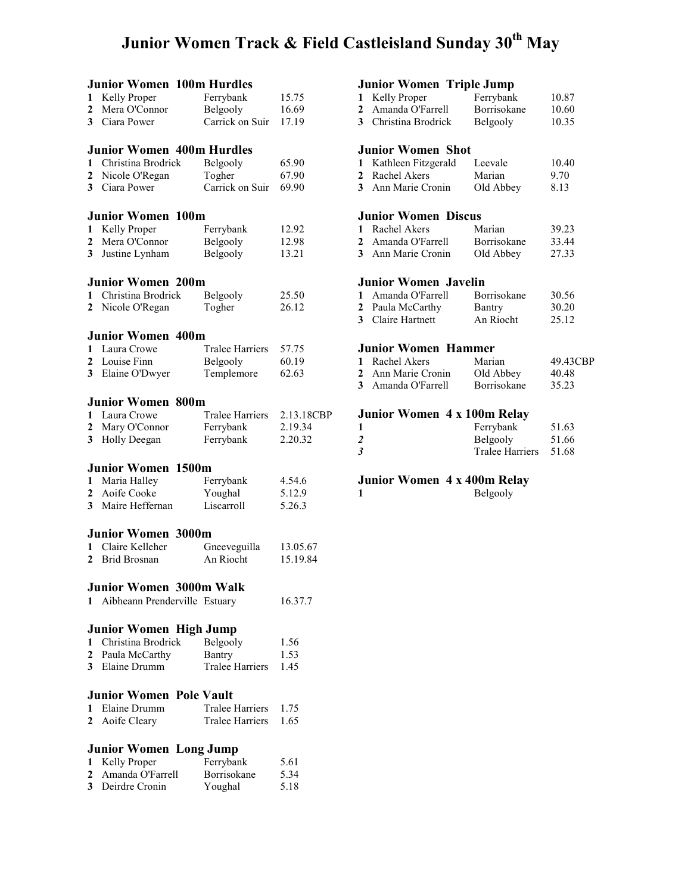# Junior Women Track & Field Castleisland Sunday 30th May

## Junior Women 100m Hurdles

| | | | |
|---|---|---|---|
| 1 | Kelly Proper | Ferrybank | 15.75 |
| 2 | Mera O'Connor | Belgooly | 16.69 |
| 3 | Ciara Power | Carrick on Suir | 17.19 |

## Junior Women 400m Hurdles

| | | | |
|---|---|---|---|
| 1 | Christina Brodrick | Belgooly | 65.90 |
| 2 | Nicole O'Regan | Togher | 67.90 |
| 3 | Ciara Power | Carrick on Suir | 69.90 |

## Junior Women 100m

| | | | |
|---|---|---|---|
| 1 | Kelly Proper | Ferrybank | 12.92 |
| 2 | Mera O'Connor | Belgooly | 12.98 |
| 3 | Justine Lynham | Belgooly | 13.21 |

## Junior Women 200m

| | | | |
|---|---|---|---|
| 1 | Christina Brodrick | Belgooly | 25.50 |
| 2 | Nicole O'Regan | Togher | 26.12 |

## Junior Women 400m

| | | | |
|---|---|---|---|
| 1 | Laura Crowe | Tralee Harriers | 57.75 |
| 2 | Louise Finn | Belgooly | 60.19 |
| 3 | Elaine O'Dwyer | Templemore | 62.63 |

## Junior Women 800m

| | | | |
|---|---|---|---|
| 1 | Laura Crowe | Tralee Harriers | 2.13.18CBP |
| 2 | Mary O'Connor | Ferrybank | 2.19.34 |
| 3 | Holly Deegan | Ferrybank | 2.20.32 |

## Junior Women 1500m

| | | | |
|---|---|---|---|
| 1 | Maria Halley | Ferrybank | 4.54.6 |
| 2 | Aoife Cooke | Youghal | 5.12.9 |
| 3 | Maire Heffernan | Liscarroll | 5.26.3 |

## Junior Women 3000m

| | | | |
|---|---|---|---|
| 1 | Claire Kelleher | Gneeveguilla | 13.05.67 |
| 2 | Brid Brosnan | An Riocht | 15.19.84 |

## Junior Women 3000m Walk

| | | | |
|---|---|---|---|
| 1 | Aibheann Prenderville | Estuary | 16.37.7 |

## Junior Women High Jump

| | | | |
|---|---|---|---|
| 1 | Christina Brodrick | Belgooly | 1.56 |
| 2 | Paula McCarthy | Bantry | 1.53 |
| 3 | Elaine Drumm | Tralee Harriers | 1.45 |

## Junior Women Pole Vault

| | | | |
|---|---|---|---|
| 1 | Elaine Drumm | Tralee Harriers | 1.75 |
| 2 | Aoife Cleary | Tralee Harriers | 1.65 |

## Junior Women Long Jump

| | | | |
|---|---|---|---|
| 1 | Kelly Proper | Ferrybank | 5.61 |
| 2 | Amanda O'Farrell | Borrisokane | 5.34 |
| 3 | Deirdre Cronin | Youghal | 5.18 |

## Junior Women Triple Jump

| | | | |
|---|---|---|---|
| 1 | Kelly Proper | Ferrybank | 10.87 |
| 2 | Amanda O'Farrell | Borrisokane | 10.60 |
| 3 | Christina Brodrick | Belgooly | 10.35 |

## Junior Women Shot

| | | | |
|---|---|---|---|
| 1 | Kathleen Fitzgerald | Leevale | 10.40 |
| 2 | Rachel Akers | Marian | 9.70 |
| 3 | Ann Marie Cronin | Old Abbey | 8.13 |

## Junior Women Discus

| | | | |
|---|---|---|---|
| 1 | Rachel Akers | Marian | 39.23 |
| 2 | Amanda O'Farrell | Borrisokane | 33.44 |
| 3 | Ann Marie Cronin | Old Abbey | 27.33 |

## Junior Women Javelin

| | | | |
|---|---|---|---|
| 1 | Amanda O'Farrell | Borrisokane | 30.56 |
| 2 | Paula McCarthy | Bantry | 30.20 |
| 3 | Claire Hartnett | An Riocht | 25.12 |

## Junior Women Hammer

| | | | |
|---|---|---|---|
| 1 | Rachel Akers | Marian | 49.43CBP |
| 2 | Ann Marie Cronin | Old Abbey | 40.48 |
| 3 | Amanda O'Farrell | Borrisokane | 35.23 |

## Junior Women 4 x 100m Relay

| | | |
|---|---|---|
| 1 | Ferrybank | 51.63 |
| *2* | Belgooly | 51.66 |
| *3* | Tralee Harriers | 51.68 |

## Junior Women 4 x 400m Relay

| | |
|---|---|
| 1 | Belgooly |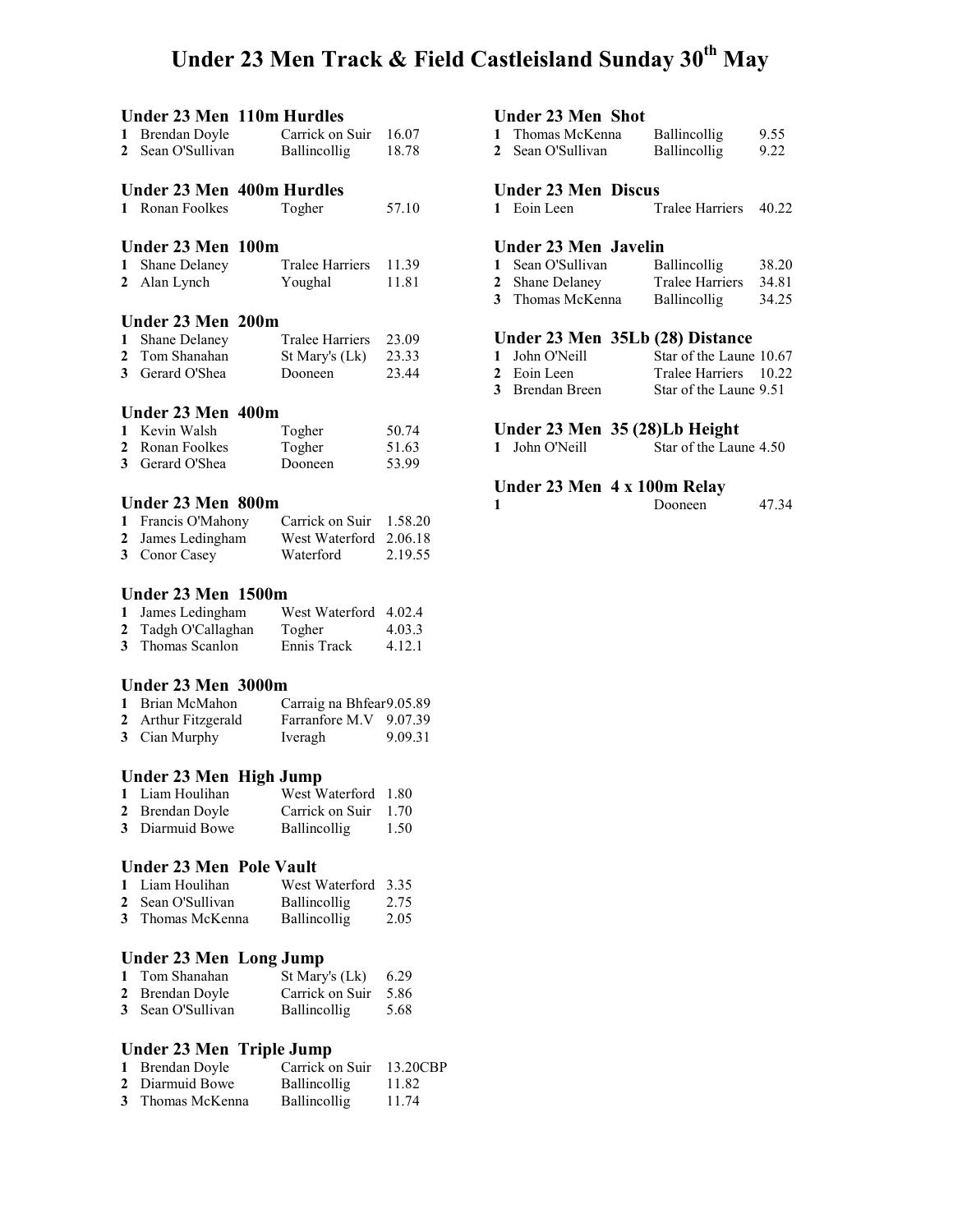# Under 23 Men Track & Field Castleisland Sunday 30th May

### Under 23 Men 110m Hurdles

| | | | |
|---|---|---|---|
| 1 | Brendan Doyle | Carrick on Suir | 16.07 |
| 2 | Sean O'Sullivan | Ballincollig | 18.78 |

### Under 23 Men 400m Hurdles

| | | | |
|---|---|---|---|
| 1 | Ronan Foolkes | Togher | 57.10 |

### Under 23 Men 100m

| | | | |
|---|---|---|---|
| 1 | Shane Delaney | Tralee Harriers | 11.39 |
| 2 | Alan Lynch | Youghal | 11.81 |

### Under 23 Men 200m

| | | | |
|---|---|---|---|
| 1 | Shane Delaney | Tralee Harriers | 23.09 |
| 2 | Tom Shanahan | St Mary's (Lk) | 23.33 |
| 3 | Gerard O'Shea | Dooneen | 23.44 |

### Under 23 Men 400m

| | | | |
|---|---|---|---|
| 1 | Kevin Walsh | Togher | 50.74 |
| 2 | Ronan Foolkes | Togher | 51.63 |
| 3 | Gerard O'Shea | Dooneen | 53.99 |

### Under 23 Men 800m

| | | | |
|---|---|---|---|
| 1 | Francis O'Mahony | Carrick on Suir | 1.58.20 |
| 2 | James Ledingham | West Waterford | 2.06.18 |
| 3 | Conor Casey | Waterford | 2.19.55 |

### Under 23 Men 1500m

| | | | |
|---|---|---|---|
| 1 | James Ledingham | West Waterford | 4.02.4 |
| 2 | Tadgh O'Callaghan | Togher | 4.03.3 |
| 3 | Thomas Scanlon | Ennis Track | 4.12.1 |

### Under 23 Men 3000m

| | | | |
|---|---|---|---|
| 1 | Brian McMahon | Carraig na Bhfear | 9.05.89 |
| 2 | Arthur Fitzgerald | Farranfore M.V | 9.07.39 |
| 3 | Cian Murphy | Iveragh | 9.09.31 |

### Under 23 Men High Jump

| | | | |
|---|---|---|---|
| 1 | Liam Houlihan | West Waterford | 1.80 |
| 2 | Brendan Doyle | Carrick on Suir | 1.70 |
| 3 | Diarmuid Bowe | Ballincollig | 1.50 |

### Under 23 Men Pole Vault

| | | | |
|---|---|---|---|
| 1 | Liam Houlihan | West Waterford | 3.35 |
| 2 | Sean O'Sullivan | Ballincollig | 2.75 |
| 3 | Thomas McKenna | Ballincollig | 2.05 |

### Under 23 Men Long Jump

| | | | |
|---|---|---|---|
| 1 | Tom Shanahan | St Mary's (Lk) | 6.29 |
| 2 | Brendan Doyle | Carrick on Suir | 5.86 |
| 3 | Sean O'Sullivan | Ballincollig | 5.68 |

### Under 23 Men Triple Jump

| | | | |
|---|---|---|---|
| 1 | Brendan Doyle | Carrick on Suir | 13.20CBP |
| 2 | Diarmuid Bowe | Ballincollig | 11.82 |
| 3 | Thomas McKenna | Ballincollig | 11.74 |

### Under 23 Men Shot

| | | | |
|---|---|---|---|
| 1 | Thomas McKenna | Ballincollig | 9.55 |
| 2 | Sean O'Sullivan | Ballincollig | 9.22 |

### Under 23 Men Discus

| | | | |
|---|---|---|---|
| 1 | Eoin Leen | Tralee Harriers | 40.22 |

### Under 23 Men Javelin

| | | | |
|---|---|---|---|
| 1 | Sean O'Sullivan | Ballincollig | 38.20 |
| 2 | Shane Delaney | Tralee Harriers | 34.81 |
| 3 | Thomas McKenna | Ballincollig | 34.25 |

### Under 23 Men 35Lb (28) Distance

| | | | |
|---|---|---|---|
| 1 | John O'Neill | Star of the Laune | 10.67 |
| 2 | Eoin Leen | Tralee Harriers | 10.22 |
| 3 | Brendan Breen | Star of the Laune | 9.51 |

### Under 23 Men 35 (28)Lb Height

| | | | |
|---|---|---|---|
| 1 | John O'Neill | Star of the Laune | 4.50 |

### Under 23 Men 4 x 100m Relay

| | | | |
|---|---|---|---|
| 1 | | Dooneen | 47.34 |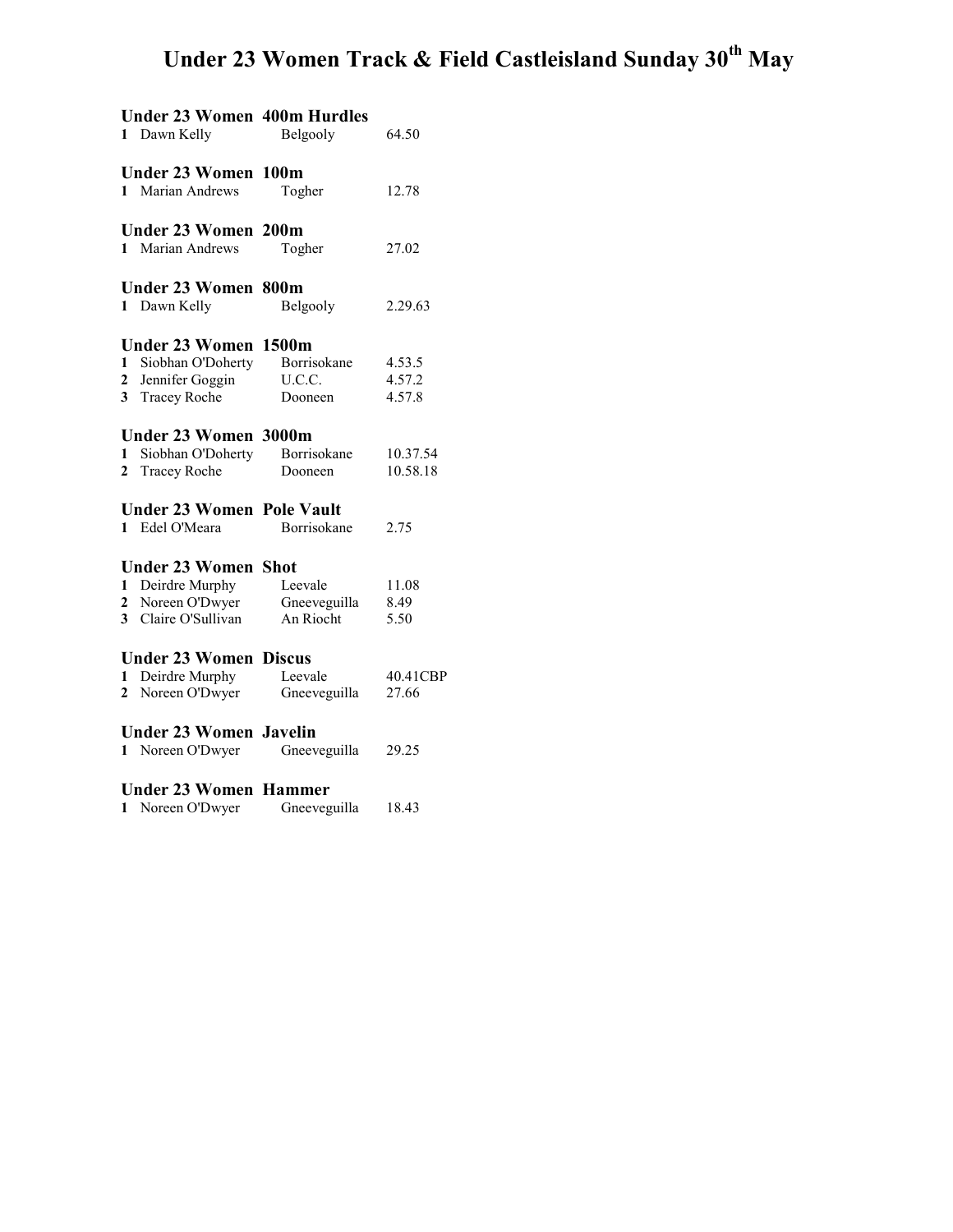# Under 23 Women Track & Field Castleisland Sunday 30th May

### Under 23 Women 400m Hurdles

| | | | |
|---|---|---|---|
| 1 | Dawn Kelly | Belgooly | 64.50 |

### Under 23 Women 100m

| | | | |
|---|---|---|---|
| 1 | Marian Andrews | Togher | 12.78 |

### Under 23 Women 200m

| | | | |
|---|---|---|---|
| 1 | Marian Andrews | Togher | 27.02 |

### Under 23 Women 800m

| | | | |
|---|---|---|---|
| 1 | Dawn Kelly | Belgooly | 2.29.63 |

### Under 23 Women 1500m

| | | | |
|---|---|---|---|
| 1 | Siobhan O'Doherty | Borrisokane | 4.53.5 |
| 2 | Jennifer Goggin | U.C.C. | 4.57.2 |
| 3 | Tracey Roche | Dooneen | 4.57.8 |

### Under 23 Women 3000m

| | | | |
|---|---|---|---|
| 1 | Siobhan O'Doherty | Borrisokane | 10.37.54 |
| 2 | Tracey Roche | Dooneen | 10.58.18 |

### Under 23 Women Pole Vault

| | | | |
|---|---|---|---|
| 1 | Edel O'Meara | Borrisokane | 2.75 |

### Under 23 Women Shot

| | | | |
|---|---|---|---|
| 1 | Deirdre Murphy | Leevale | 11.08 |
| 2 | Noreen O'Dwyer | Gneeveguilla | 8.49 |
| 3 | Claire O'Sullivan | An Riocht | 5.50 |

### Under 23 Women Discus

| | | | |
|---|---|---|---|
| 1 | Deirdre Murphy | Leevale | 40.41CBP |
| 2 | Noreen O'Dwyer | Gneeveguilla | 27.66 |

### Under 23 Women Javelin

| | | | |
|---|---|---|---|
| 1 | Noreen O'Dwyer | Gneeveguilla | 29.25 |

### Under 23 Women Hammer

| | | | |
|---|---|---|---|
| 1 | Noreen O'Dwyer | Gneeveguilla | 18.43 |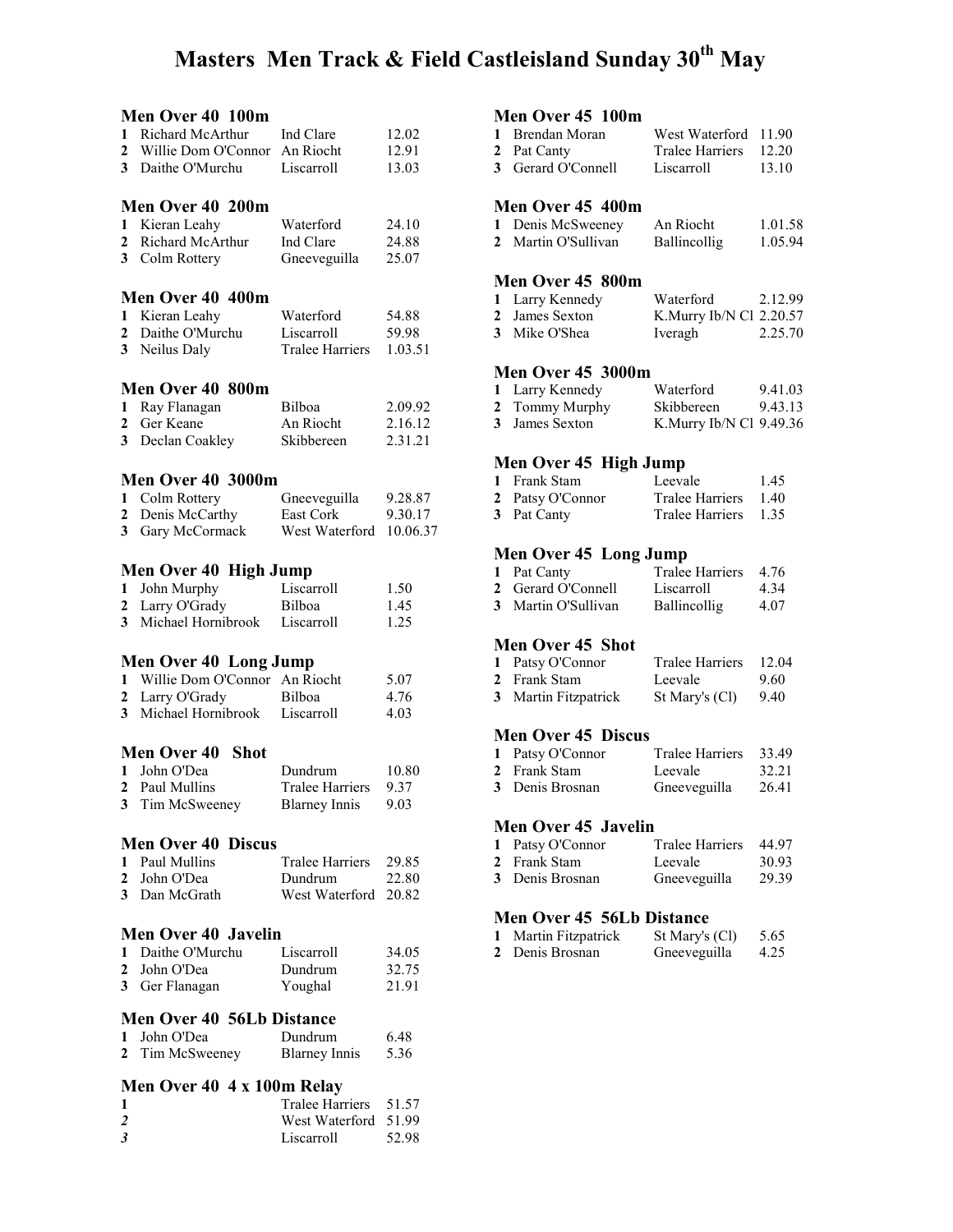# Masters Men Track & Field Castleisland Sunday 30th May

### Men Over 40 100m

| | | | |
|---|---|---|---|
| 1 | Richard McArthur | Ind Clare | 12.02 |
| 2 | Willie Dom O'Connor | An Riocht | 12.91 |
| 3 | Daithe O'Murchu | Liscarroll | 13.03 |

### Men Over 40 200m

| | | | |
|---|---|---|---|
| 1 | Kieran Leahy | Waterford | 24.10 |
| 2 | Richard McArthur | Ind Clare | 24.88 |
| 3 | Colm Rottery | Gneeveguilla | 25.07 |

### Men Over 40 400m

| | | | |
|---|---|---|---|
| 1 | Kieran Leahy | Waterford | 54.88 |
| 2 | Daithe O'Murchu | Liscarroll | 59.98 |
| 3 | Neilus Daly | Tralee Harriers | 1.03.51 |

### Men Over 40 800m

| | | | |
|---|---|---|---|
| 1 | Ray Flanagan | Bilboa | 2.09.92 |
| 2 | Ger Keane | An Riocht | 2.16.12 |
| 3 | Declan Coakley | Skibbereen | 2.31.21 |

### Men Over 40 3000m

| | | | |
|---|---|---|---|
| 1 | Colm Rottery | Gneeveguilla | 9.28.87 |
| 2 | Denis McCarthy | East Cork | 9.30.17 |
| 3 | Gary McCormack | West Waterford | 10.06.37 |

### Men Over 40 High Jump

| | | | |
|---|---|---|---|
| 1 | John Murphy | Liscarroll | 1.50 |
| 2 | Larry O'Grady | Bilboa | 1.45 |
| 3 | Michael Hornibrook | Liscarroll | 1.25 |

### Men Over 40 Long Jump

| | | | |
|---|---|---|---|
| 1 | Willie Dom O'Connor | An Riocht | 5.07 |
| 2 | Larry O'Grady | Bilboa | 4.76 |
| 3 | Michael Hornibrook | Liscarroll | 4.03 |

### Men Over 40 Shot

| | | | |
|---|---|---|---|
| 1 | John O'Dea | Dundrum | 10.80 |
| 2 | Paul Mullins | Tralee Harriers | 9.37 |
| 3 | Tim McSweeney | Blarney Innis | 9.03 |

### Men Over 40 Discus

| | | | |
|---|---|---|---|
| 1 | Paul Mullins | Tralee Harriers | 29.85 |
| 2 | John O'Dea | Dundrum | 22.80 |
| 3 | Dan McGrath | West Waterford | 20.82 |

### Men Over 40 Javelin

| | | | |
|---|---|---|---|
| 1 | Daithe O'Murchu | Liscarroll | 34.05 |
| 2 | John O'Dea | Dundrum | 32.75 |
| 3 | Ger Flanagan | Youghal | 21.91 |

### Men Over 40 56Lb Distance

| | | | |
|---|---|---|---|
| 1 | John O'Dea | Dundrum | 6.48 |
| 2 | Tim McSweeney | Blarney Innis | 5.36 |

### Men Over 40 4 x 100m Relay

| | | |
|---|---|---|
| 1 | Tralee Harriers | 51.57 |
| *2* | West Waterford | 51.99 |
| *3* | Liscarroll | 52.98 |

### Men Over 45 100m

| | | | |
|---|---|---|---|
| 1 | Brendan Moran | West Waterford | 11.90 |
| 2 | Pat Canty | Tralee Harriers | 12.20 |
| 3 | Gerard O'Connell | Liscarroll | 13.10 |

### Men Over 45 400m

| | | | |
|---|---|---|---|
| 1 | Denis McSweeney | An Riocht | 1.01.58 |
| 2 | Martin O'Sullivan | Ballincollig | 1.05.94 |

### Men Over 45 800m

| | | | |
|---|---|---|---|
| 1 | Larry Kennedy | Waterford | 2.12.99 |
| 2 | James Sexton | K.Murry Ib/N Cl | 2.20.57 |
| 3 | Mike O'Shea | Iveragh | 2.25.70 |

### Men Over 45 3000m

| | | | |
|---|---|---|---|
| 1 | Larry Kennedy | Waterford | 9.41.03 |
| 2 | Tommy Murphy | Skibbereen | 9.43.13 |
| 3 | James Sexton | K.Murry Ib/N Cl | 9.49.36 |

### Men Over 45 High Jump

| | | | |
|---|---|---|---|
| 1 | Frank Stam | Leevale | 1.45 |
| 2 | Patsy O'Connor | Tralee Harriers | 1.40 |
| 3 | Pat Canty | Tralee Harriers | 1.35 |

### Men Over 45 Long Jump

| | | | |
|---|---|---|---|
| 1 | Pat Canty | Tralee Harriers | 4.76 |
| 2 | Gerard O'Connell | Liscarroll | 4.34 |
| 3 | Martin O'Sullivan | Ballincollig | 4.07 |

### Men Over 45 Shot

| | | | |
|---|---|---|---|
| 1 | Patsy O'Connor | Tralee Harriers | 12.04 |
| 2 | Frank Stam | Leevale | 9.60 |
| 3 | Martin Fitzpatrick | St Mary's (Cl) | 9.40 |

### Men Over 45 Discus

| | | | |
|---|---|---|---|
| 1 | Patsy O'Connor | Tralee Harriers | 33.49 |
| 2 | Frank Stam | Leevale | 32.21 |
| 3 | Denis Brosnan | Gneeveguilla | 26.41 |

### Men Over 45 Javelin

| | | | |
|---|---|---|---|
| 1 | Patsy O'Connor | Tralee Harriers | 44.97 |
| 2 | Frank Stam | Leevale | 30.93 |
| 3 | Denis Brosnan | Gneeveguilla | 29.39 |

### Men Over 45 56Lb Distance

| | | | |
|---|---|---|---|
| 1 | Martin Fitzpatrick | St Mary's (Cl) | 5.65 |
| 2 | Denis Brosnan | Gneeveguilla | 4.25 |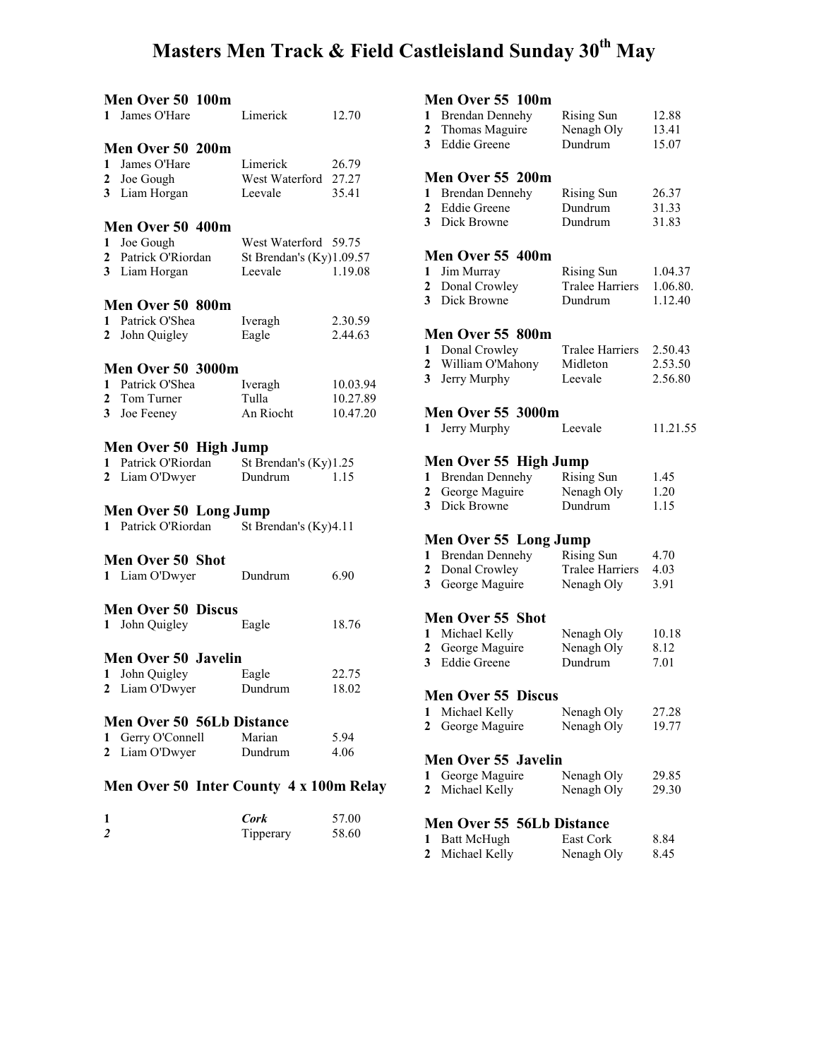# Masters Men Track & Field Castleisland Sunday 30th May

### Men Over 50 100m

| | | | |
|---|---|---|---|
| 1 | James O'Hare | Limerick | 12.70 |

### Men Over 50 200m

| | | | |
|---|---|---|---|
| 1 | James O'Hare | Limerick | 26.79 |
| 2 | Joe Gough | West Waterford | 27.27 |
| 3 | Liam Horgan | Leevale | 35.41 |

### Men Over 50 400m

| | | | |
|---|---|---|---|
| 1 | Joe Gough | West Waterford | 59.75 |
| 2 | Patrick O'Riordan | St Brendan's (Ky) | 1.09.57 |
| 3 | Liam Horgan | Leevale | 1.19.08 |

### Men Over 50 800m

| | | | |
|---|---|---|---|
| 1 | Patrick O'Shea | Iveragh | 2.30.59 |
| 2 | John Quigley | Eagle | 2.44.63 |

### Men Over 50 3000m

| | | | |
|---|---|---|---|
| 1 | Patrick O'Shea | Iveragh | 10.03.94 |
| 2 | Tom Turner | Tulla | 10.27.89 |
| 3 | Joe Feeney | An Riocht | 10.47.20 |

### Men Over 50 High Jump

| | | | |
|---|---|---|---|
| 1 | Patrick O'Riordan | St Brendan's (Ky) | 1.25 |
| 2 | Liam O'Dwyer | Dundrum | 1.15 |

### Men Over 50 Long Jump

| | | | |
|---|---|---|---|
| 1 | Patrick O'Riordan | St Brendan's (Ky) | 4.11 |

### Men Over 50 Shot

| | | | |
|---|---|---|---|
| 1 | Liam O'Dwyer | Dundrum | 6.90 |

### Men Over 50 Discus

| | | | |
|---|---|---|---|
| 1 | John Quigley | Eagle | 18.76 |

### Men Over 50 Javelin

| | | | |
|---|---|---|---|
| 1 | John Quigley | Eagle | 22.75 |
| 2 | Liam O'Dwyer | Dundrum | 18.02 |

### Men Over 50 56Lb Distance

| | | | |
|---|---|---|---|
| 1 | Gerry O'Connell | Marian | 5.94 |
| 2 | Liam O'Dwyer | Dundrum | 4.06 |

### Men Over 50 Inter County 4 x 100m Relay

| | | |
|---|---|---|
| 1 | ***Cork*** | 57.00 |
| *2* | Tipperary | 58.60 |

### Men Over 55 100m

| | | | |
|---|---|---|---|
| 1 | Brendan Dennehy | Rising Sun | 12.88 |
| 2 | Thomas Maguire | Nenagh Oly | 13.41 |
| 3 | Eddie Greene | Dundrum | 15.07 |

### Men Over 55 200m

| | | | |
|---|---|---|---|
| 1 | Brendan Dennehy | Rising Sun | 26.37 |
| 2 | Eddie Greene | Dundrum | 31.33 |
| 3 | Dick Browne | Dundrum | 31.83 |

### Men Over 55 400m

| | | | |
|---|---|---|---|
| 1 | Jim Murray | Rising Sun | 1.04.37 |
| 2 | Donal Crowley | Tralee Harriers | 1.06.80. |
| 3 | Dick Browne | Dundrum | 1.12.40 |

### Men Over 55 800m

| | | | |
|---|---|---|---|
| 1 | Donal Crowley | Tralee Harriers | 2.50.43 |
| 2 | William O'Mahony | Midleton | 2.53.50 |
| 3 | Jerry Murphy | Leevale | 2.56.80 |

### Men Over 55 3000m

| | | | |
|---|---|---|---|
| 1 | Jerry Murphy | Leevale | 11.21.55 |

### Men Over 55 High Jump

| | | | |
|---|---|---|---|
| 1 | Brendan Dennehy | Rising Sun | 1.45 |
| 2 | George Maguire | Nenagh Oly | 1.20 |
| 3 | Dick Browne | Dundrum | 1.15 |

### Men Over 55 Long Jump

| | | | |
|---|---|---|---|
| 1 | Brendan Dennehy | Rising Sun | 4.70 |
| 2 | Donal Crowley | Tralee Harriers | 4.03 |
| 3 | George Maguire | Nenagh Oly | 3.91 |

### Men Over 55 Shot

| | | | |
|---|---|---|---|
| 1 | Michael Kelly | Nenagh Oly | 10.18 |
| 2 | George Maguire | Nenagh Oly | 8.12 |
| 3 | Eddie Greene | Dundrum | 7.01 |

### Men Over 55 Discus

| | | | |
|---|---|---|---|
| 1 | Michael Kelly | Nenagh Oly | 27.28 |
| 2 | George Maguire | Nenagh Oly | 19.77 |

### Men Over 55 Javelin

| | | | |
|---|---|---|---|
| 1 | George Maguire | Nenagh Oly | 29.85 |
| 2 | Michael Kelly | Nenagh Oly | 29.30 |

### Men Over 55 56Lb Distance

| | | | |
|---|---|---|---|
| 1 | Batt McHugh | East Cork | 8.84 |
| 2 | Michael Kelly | Nenagh Oly | 8.45 |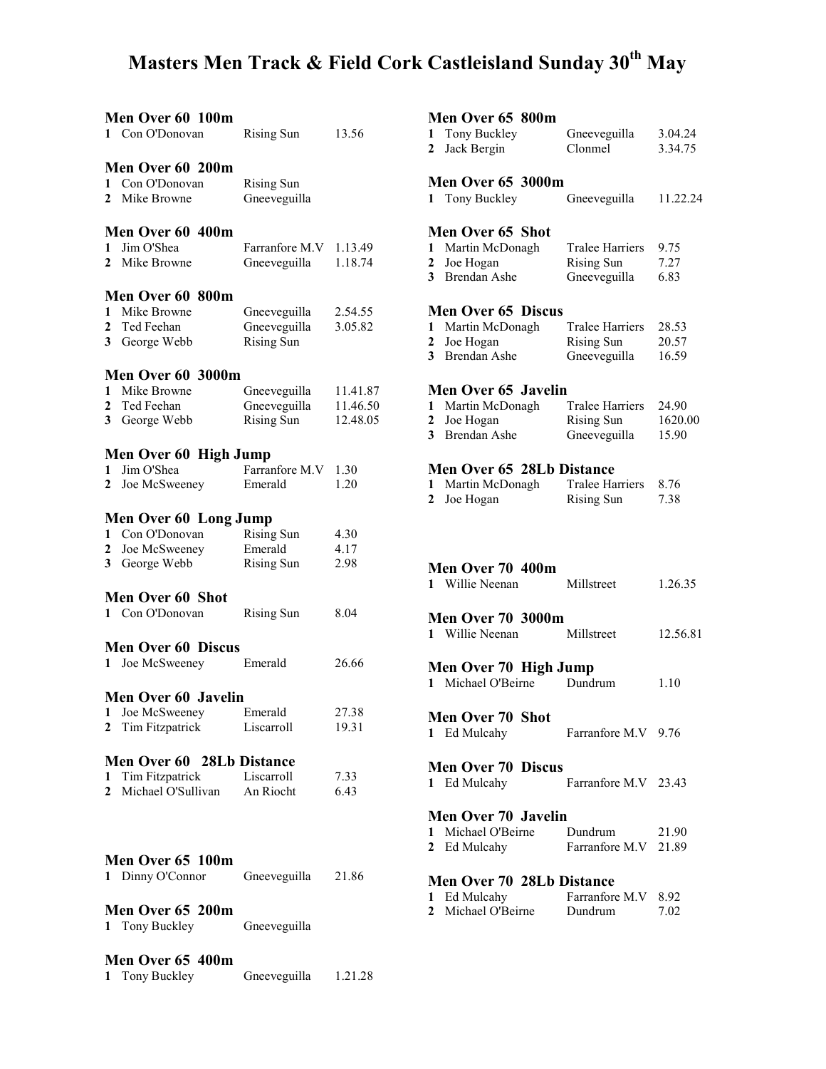# Masters Men Track & Field Cork Castleisland Sunday 30th May

### Men Over 60 100m

| | | | |
|---|---|---|---|
| 1 | Con O'Donovan | Rising Sun | 13.56 |

### Men Over 60 200m

| | | | |
|---|---|---|---|
| 1 | Con O'Donovan | Rising Sun | |
| 2 | Mike Browne | Gneeveguilla | |

### Men Over 60 400m

| | | | |
|---|---|---|---|
| 1 | Jim O'Shea | Farranfore M.V | 1.13.49 |
| 2 | Mike Browne | Gneeveguilla | 1.18.74 |

### Men Over 60 800m

| | | | |
|---|---|---|---|
| 1 | Mike Browne | Gneeveguilla | 2.54.55 |
| 2 | Ted Feehan | Gneeveguilla | 3.05.82 |
| 3 | George Webb | Rising Sun | |

### Men Over 60 3000m

| | | | |
|---|---|---|---|
| 1 | Mike Browne | Gneeveguilla | 11.41.87 |
| 2 | Ted Feehan | Gneeveguilla | 11.46.50 |
| 3 | George Webb | Rising Sun | 12.48.05 |

### Men Over 60 High Jump

| | | | |
|---|---|---|---|
| 1 | Jim O'Shea | Farranfore M.V | 1.30 |
| 2 | Joe McSweeney | Emerald | 1.20 |

### Men Over 60 Long Jump

| | | | |
|---|---|---|---|
| 1 | Con O'Donovan | Rising Sun | 4.30 |
| 2 | Joe McSweeney | Emerald | 4.17 |
| 3 | George Webb | Rising Sun | 2.98 |

### Men Over 60 Shot

| | | | |
|---|---|---|---|
| 1 | Con O'Donovan | Rising Sun | 8.04 |

### Men Over 60 Discus

| | | | |
|---|---|---|---|
| 1 | Joe McSweeney | Emerald | 26.66 |

### Men Over 60 Javelin

| | | | |
|---|---|---|---|
| 1 | Joe McSweeney | Emerald | 27.38 |
| 2 | Tim Fitzpatrick | Liscarroll | 19.31 |

### Men Over 60 28Lb Distance

| | | | |
|---|---|---|---|
| 1 | Tim Fitzpatrick | Liscarroll | 7.33 |
| 2 | Michael O'Sullivan | An Riocht | 6.43 |

### Men Over 65 100m

| | | | |
|---|---|---|---|
| 1 | Dinny O'Connor | Gneeveguilla | 21.86 |

### Men Over 65 200m

| | | | |
|---|---|---|---|
| 1 | Tony Buckley | Gneeveguilla | |

### Men Over 65 400m

| | | | |
|---|---|---|---|
| 1 | Tony Buckley | Gneeveguilla | 1.21.28 |

### Men Over 65 800m

| | | | |
|---|---|---|---|
| 1 | Tony Buckley | Gneeveguilla | 3.04.24 |
| 2 | Jack Bergin | Clonmel | 3.34.75 |

### Men Over 65 3000m

| | | | |
|---|---|---|---|
| 1 | Tony Buckley | Gneeveguilla | 11.22.24 |

### Men Over 65 Shot

| | | | |
|---|---|---|---|
| 1 | Martin McDonagh | Tralee Harriers | 9.75 |
| 2 | Joe Hogan | Rising Sun | 7.27 |
| 3 | Brendan Ashe | Gneeveguilla | 6.83 |

### Men Over 65 Discus

| | | | |
|---|---|---|---|
| 1 | Martin McDonagh | Tralee Harriers | 28.53 |
| 2 | Joe Hogan | Rising Sun | 20.57 |
| 3 | Brendan Ashe | Gneeveguilla | 16.59 |

### Men Over 65 Javelin

| | | | |
|---|---|---|---|
| 1 | Martin McDonagh | Tralee Harriers | 24.90 |
| 2 | Joe Hogan | Rising Sun | 1620.00 |
| 3 | Brendan Ashe | Gneeveguilla | 15.90 |

### Men Over 65 28Lb Distance

| | | | |
|---|---|---|---|
| 1 | Martin McDonagh | Tralee Harriers | 8.76 |
| 2 | Joe Hogan | Rising Sun | 7.38 |

### Men Over 70 400m

| | | | |
|---|---|---|---|
| 1 | Willie Neenan | Millstreet | 1.26.35 |

### Men Over 70 3000m

| | | | |
|---|---|---|---|
| 1 | Willie Neenan | Millstreet | 12.56.81 |

### Men Over 70 High Jump

| | | | |
|---|---|---|---|
| 1 | Michael O'Beirne | Dundrum | 1.10 |

### Men Over 70 Shot

| | | | |
|---|---|---|---|
| 1 | Ed Mulcahy | Farranfore M.V | 9.76 |

### Men Over 70 Discus

| | | | |
|---|---|---|---|
| 1 | Ed Mulcahy | Farranfore M.V | 23.43 |

### Men Over 70 Javelin

| | | | |
|---|---|---|---|
| 1 | Michael O'Beirne | Dundrum | 21.90 |
| 2 | Ed Mulcahy | Farranfore M.V | 21.89 |

### Men Over 70 28Lb Distance

| | | | |
|---|---|---|---|
| 1 | Ed Mulcahy | Farranfore M.V | 8.92 |
| 2 | Michael O'Beirne | Dundrum | 7.02 |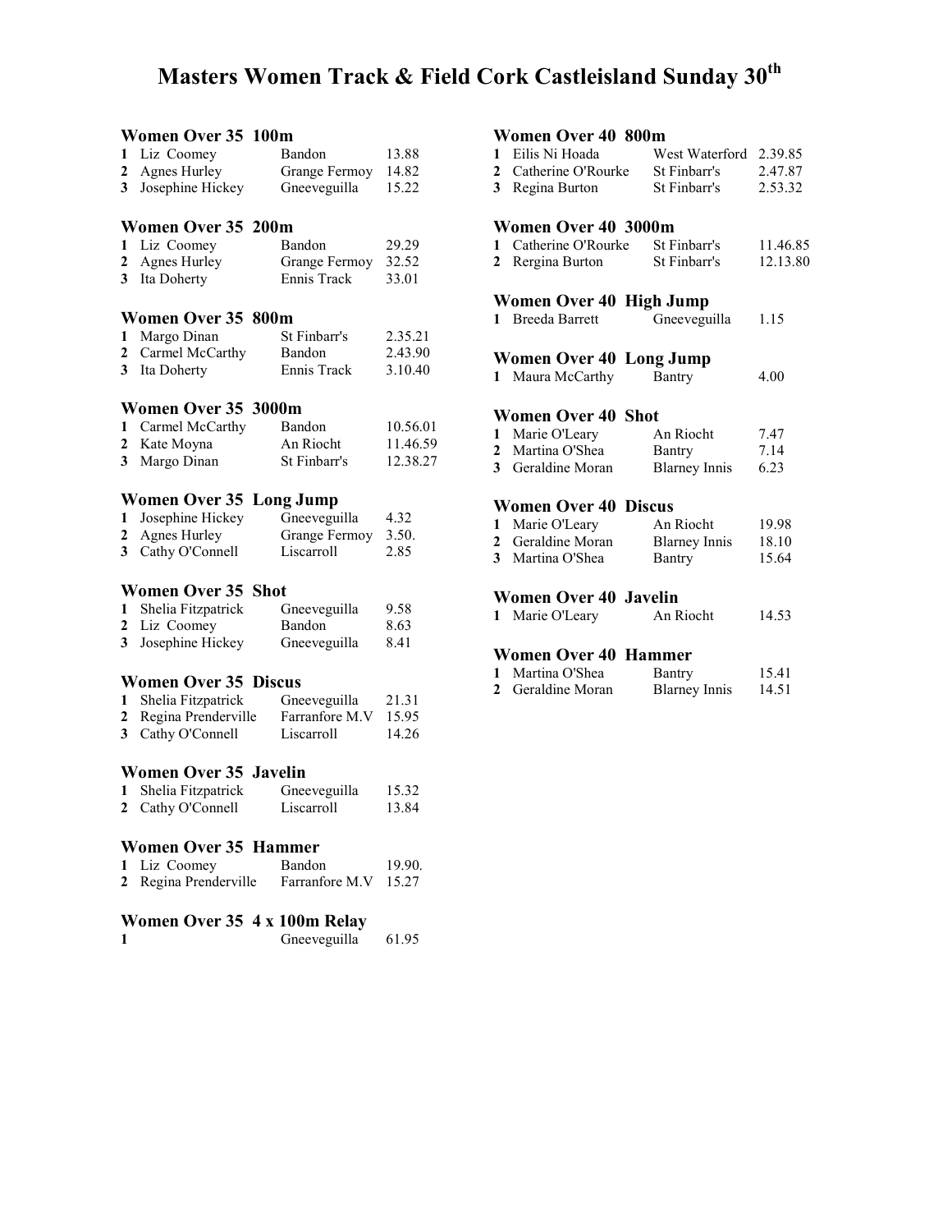# Masters Women Track & Field Cork Castleisland Sunday 30th

### Women Over 35 100m

| | | | |
|---|---|---|---|
| 1 | Liz Coomey | Bandon | 13.88 |
| 2 | Agnes Hurley | Grange Fermoy | 14.82 |
| 3 | Josephine Hickey | Gneeveguilla | 15.22 |

### Women Over 35 200m

| | | | |
|---|---|---|---|
| 1 | Liz Coomey | Bandon | 29.29 |
| 2 | Agnes Hurley | Grange Fermoy | 32.52 |
| 3 | Ita Doherty | Ennis Track | 33.01 |

### Women Over 35 800m

| | | | |
|---|---|---|---|
| 1 | Margo Dinan | St Finbarr's | 2.35.21 |
| 2 | Carmel McCarthy | Bandon | 2.43.90 |
| 3 | Ita Doherty | Ennis Track | 3.10.40 |

### Women Over 35 3000m

| | | | |
|---|---|---|---|
| 1 | Carmel McCarthy | Bandon | 10.56.01 |
| 2 | Kate Moyna | An Riocht | 11.46.59 |
| 3 | Margo Dinan | St Finbarr's | 12.38.27 |

### Women Over 35 Long Jump

| | | | |
|---|---|---|---|
| 1 | Josephine Hickey | Gneeveguilla | 4.32 |
| 2 | Agnes Hurley | Grange Fermoy | 3.50. |
| 3 | Cathy O'Connell | Liscarroll | 2.85 |

### Women Over 35 Shot

| | | | |
|---|---|---|---|
| 1 | Shelia Fitzpatrick | Gneeveguilla | 9.58 |
| 2 | Liz Coomey | Bandon | 8.63 |
| 3 | Josephine Hickey | Gneeveguilla | 8.41 |

### Women Over 35 Discus

| | | | |
|---|---|---|---|
| 1 | Shelia Fitzpatrick | Gneeveguilla | 21.31 |
| 2 | Regina Prenderville | Farranfore M.V | 15.95 |
| 3 | Cathy O'Connell | Liscarroll | 14.26 |

### Women Over 35 Javelin

| | | | |
|---|---|---|---|
| 1 | Shelia Fitzpatrick | Gneeveguilla | 15.32 |
| 2 | Cathy O'Connell | Liscarroll | 13.84 |

### Women Over 35 Hammer

| | | | |
|---|---|---|---|
| 1 | Liz Coomey | Bandon | 19.90. |
| 2 | Regina Prenderville | Farranfore M.V | 15.27 |

### Women Over 35 4 x 100m Relay

| | | | |
|---|---|---|---|
| 1 | | Gneeveguilla | 61.95 |

### Women Over 40 800m

| | | | |
|---|---|---|---|
| 1 | Eilis Ni Hoada | West Waterford | 2.39.85 |
| 2 | Catherine O'Rourke | St Finbarr's | 2.47.87 |
| 3 | Regina Burton | St Finbarr's | 2.53.32 |

### Women Over 40 3000m

| | | | |
|---|---|---|---|
| 1 | Catherine O'Rourke | St Finbarr's | 11.46.85 |
| 2 | Rergina Burton | St Finbarr's | 12.13.80 |

### Women Over 40 High Jump

| | | | |
|---|---|---|---|
| 1 | Breeda Barrett | Gneeveguilla | 1.15 |

### Women Over 40 Long Jump

| | | | |
|---|---|---|---|
| 1 | Maura McCarthy | Bantry | 4.00 |

### Women Over 40 Shot

| | | | |
|---|---|---|---|
| 1 | Marie O'Leary | An Riocht | 7.47 |
| 2 | Martina O'Shea | Bantry | 7.14 |
| 3 | Geraldine Moran | Blarney Innis | 6.23 |

### Women Over 40 Discus

| | | | |
|---|---|---|---|
| 1 | Marie O'Leary | An Riocht | 19.98 |
| 2 | Geraldine Moran | Blarney Innis | 18.10 |
| 3 | Martina O'Shea | Bantry | 15.64 |

### Women Over 40 Javelin

| | | | |
|---|---|---|---|
| 1 | Marie O'Leary | An Riocht | 14.53 |

### Women Over 40 Hammer

| | | | |
|---|---|---|---|
| 1 | Martina O'Shea | Bantry | 15.41 |
| 2 | Geraldine Moran | Blarney Innis | 14.51 |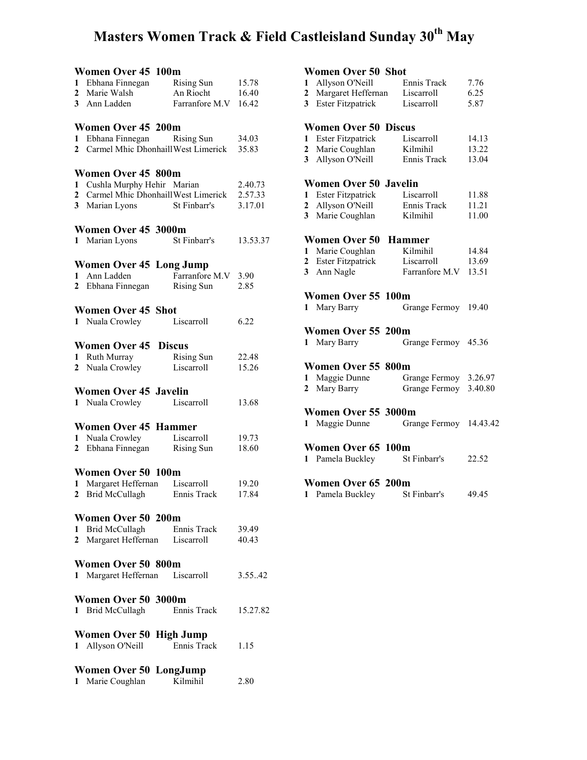# Masters Women Track & Field Castleisland Sunday 30th May

### Women Over 45 100m

| | | | |
|---|---|---|---|
| 1 | Ebhana Finnegan | Rising Sun | 15.78 |
| 2 | Marie Walsh | An Riocht | 16.40 |
| 3 | Ann Ladden | Farranfore M.V | 16.42 |

### Women Over 45 200m

| | | | |
|---|---|---|---|
| 1 | Ebhana Finnegan | Rising Sun | 34.03 |
| 2 | Carmel Mhic Dhonhaill | West Limerick | 35.83 |

### Women Over 45 800m

| | | | |
|---|---|---|---|
| 1 | Cushla Murphy Hehir | Marian | 2.40.73 |
| 2 | Carmel Mhic Dhonhaill | West Limerick | 2.57.33 |
| 3 | Marian Lyons | St Finbarr's | 3.17.01 |

### Women Over 45 3000m

| | | | |
|---|---|---|---|
| 1 | Marian Lyons | St Finbarr's | 13.53.37 |

### Women Over 45 Long Jump

| | | | |
|---|---|---|---|
| 1 | Ann Ladden | Farranfore M.V | 3.90 |
| 2 | Ebhana Finnegan | Rising Sun | 2.85 |

### Women Over 45 Shot

| | | | |
|---|---|---|---|
| 1 | Nuala Crowley | Liscarroll | 6.22 |

### Women Over 45 Discus

| | | | |
|---|---|---|---|
| 1 | Ruth Murray | Rising Sun | 22.48 |
| 2 | Nuala Crowley | Liscarroll | 15.26 |

### Women Over 45 Javelin

| | | | |
|---|---|---|---|
| 1 | Nuala Crowley | Liscarroll | 13.68 |

### Women Over 45 Hammer

| | | | |
|---|---|---|---|
| 1 | Nuala Crowley | Liscarroll | 19.73 |
| 2 | Ebhana Finnegan | Rising Sun | 18.60 |

### Women Over 50 100m

| | | | |
|---|---|---|---|
| 1 | Margaret Heffernan | Liscarroll | 19.20 |
| 2 | Brid McCullagh | Ennis Track | 17.84 |

### Women Over 50 200m

| | | | |
|---|---|---|---|
| 1 | Brid McCullagh | Ennis Track | 39.49 |
| 2 | Margaret Heffernan | Liscarroll | 40.43 |

### Women Over 50 800m

| | | | |
|---|---|---|---|
| 1 | Margaret Heffernan | Liscarroll | 3.55..42 |

### Women Over 50 3000m

| | | | |
|---|---|---|---|
| 1 | Brid McCullagh | Ennis Track | 15.27.82 |

### Women Over 50 High Jump

| | | | |
|---|---|---|---|
| 1 | Allyson O'Neill | Ennis Track | 1.15 |

### Women Over 50 LongJump

| | | | |
|---|---|---|---|
| 1 | Marie Coughlan | Kilmihil | 2.80 |

### Women Over 50 Shot

| | | | |
|---|---|---|---|
| 1 | Allyson O'Neill | Ennis Track | 7.76 |
| 2 | Margaret Heffernan | Liscarroll | 6.25 |
| 3 | Ester Fitzpatrick | Liscarroll | 5.87 |

### Women Over 50 Discus

| | | | |
|---|---|---|---|
| 1 | Ester Fitzpatrick | Liscarroll | 14.13 |
| 2 | Marie Coughlan | Kilmihil | 13.22 |
| 3 | Allyson O'Neill | Ennis Track | 13.04 |

### Women Over 50 Javelin

| | | | |
|---|---|---|---|
| 1 | Ester Fitzpatrick | Liscarroll | 11.88 |
| 2 | Allyson O'Neill | Ennis Track | 11.21 |
| 3 | Marie Coughlan | Kilmihil | 11.00 |

### Women Over 50 Hammer

| | | | |
|---|---|---|---|
| 1 | Marie Coughlan | Kilmihil | 14.84 |
| 2 | Ester Fitzpatrick | Liscarroll | 13.69 |
| 3 | Ann Nagle | Farranfore M.V | 13.51 |

### Women Over 55 100m

| | | | |
|---|---|---|---|
| 1 | Mary Barry | Grange Fermoy | 19.40 |

### Women Over 55 200m

| | | | |
|---|---|---|---|
| 1 | Mary Barry | Grange Fermoy | 45.36 |

### Women Over 55 800m

| | | | |
|---|---|---|---|
| 1 | Maggie Dunne | Grange Fermoy | 3.26.97 |
| 2 | Mary Barry | Grange Fermoy | 3.40.80 |

### Women Over 55 3000m

| | | | |
|---|---|---|---|
| 1 | Maggie Dunne | Grange Fermoy | 14.43.42 |

### Women Over 65 100m

| | | | |
|---|---|---|---|
| 1 | Pamela Buckley | St Finbarr's | 22.52 |

### Women Over 65 200m

| | | | |
|---|---|---|---|
| 1 | Pamela Buckley | St Finbarr's | 49.45 |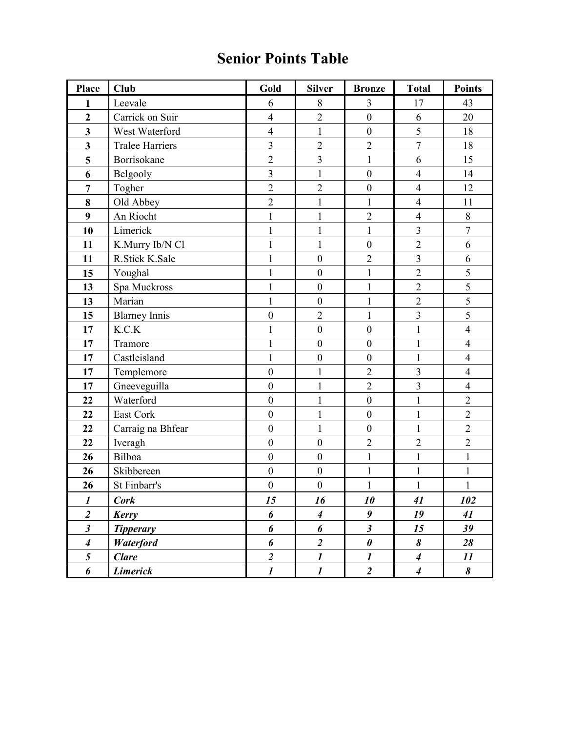# Senior Points Table

| Place | Club | Gold | Silver | Bronze | Total | Points |
|---|---|---|---|---|---|---|
| **1** | Leevale | 6 | 8 | 3 | 17 | 43 |
| **2** | Carrick on Suir | 4 | 2 | 0 | 6 | 20 |
| **3** | West Waterford | 4 | 1 | 0 | 5 | 18 |
| **3** | Tralee Harriers | 3 | 2 | 2 | 7 | 18 |
| **5** | Borrisokane | 2 | 3 | 1 | 6 | 15 |
| **6** | Belgooly | 3 | 1 | 0 | 4 | 14 |
| **7** | Togher | 2 | 2 | 0 | 4 | 12 |
| **8** | Old Abbey | 2 | 1 | 1 | 4 | 11 |
| **9** | An Riocht | 1 | 1 | 2 | 4 | 8 |
| **10** | Limerick | 1 | 1 | 1 | 3 | 7 |
| **11** | K.Murry Ib/N Cl | 1 | 1 | 0 | 2 | 6 |
| **11** | R.Stick K.Sale | 1 | 0 | 2 | 3 | 6 |
| **15** | Youghal | 1 | 0 | 1 | 2 | 5 |
| **13** | Spa Muckross | 1 | 0 | 1 | 2 | 5 |
| **13** | Marian | 1 | 0 | 1 | 2 | 5 |
| **15** | Blarney Innis | 0 | 2 | 1 | 3 | 5 |
| **17** | K.C.K | 1 | 0 | 0 | 1 | 4 |
| **17** | Tramore | 1 | 0 | 0 | 1 | 4 |
| **17** | Castleisland | 1 | 0 | 0 | 1 | 4 |
| **17** | Templemore | 0 | 1 | 2 | 3 | 4 |
| **17** | Gneeveguilla | 0 | 1 | 2 | 3 | 4 |
| **22** | Waterford | 0 | 1 | 0 | 1 | 2 |
| **22** | East Cork | 0 | 1 | 0 | 1 | 2 |
| **22** | Carraig na Bhfear | 0 | 1 | 0 | 1 | 2 |
| **22** | Iveragh | 0 | 0 | 2 | 2 | 2 |
| **26** | Bilboa | 0 | 0 | 1 | 1 | 1 |
| **26** | Skibbereen | 0 | 0 | 1 | 1 | 1 |
| **26** | St Finbarr's | 0 | 0 | 1 | 1 | 1 |
| ***1*** | ***Cork*** | ***15*** | ***16*** | ***10*** | ***41*** | ***102*** |
| ***2*** | ***Kerry*** | ***6*** | ***4*** | ***9*** | ***19*** | ***41*** |
| ***3*** | ***Tipperary*** | ***6*** | ***6*** | ***3*** | ***15*** | ***39*** |
| ***4*** | ***Waterford*** | ***6*** | ***2*** | ***0*** | ***8*** | ***28*** |
| ***5*** | ***Clare*** | ***2*** | ***1*** | ***1*** | ***4*** | ***11*** |
| ***6*** | ***Limerick*** | ***1*** | ***1*** | ***2*** | ***4*** | ***8*** |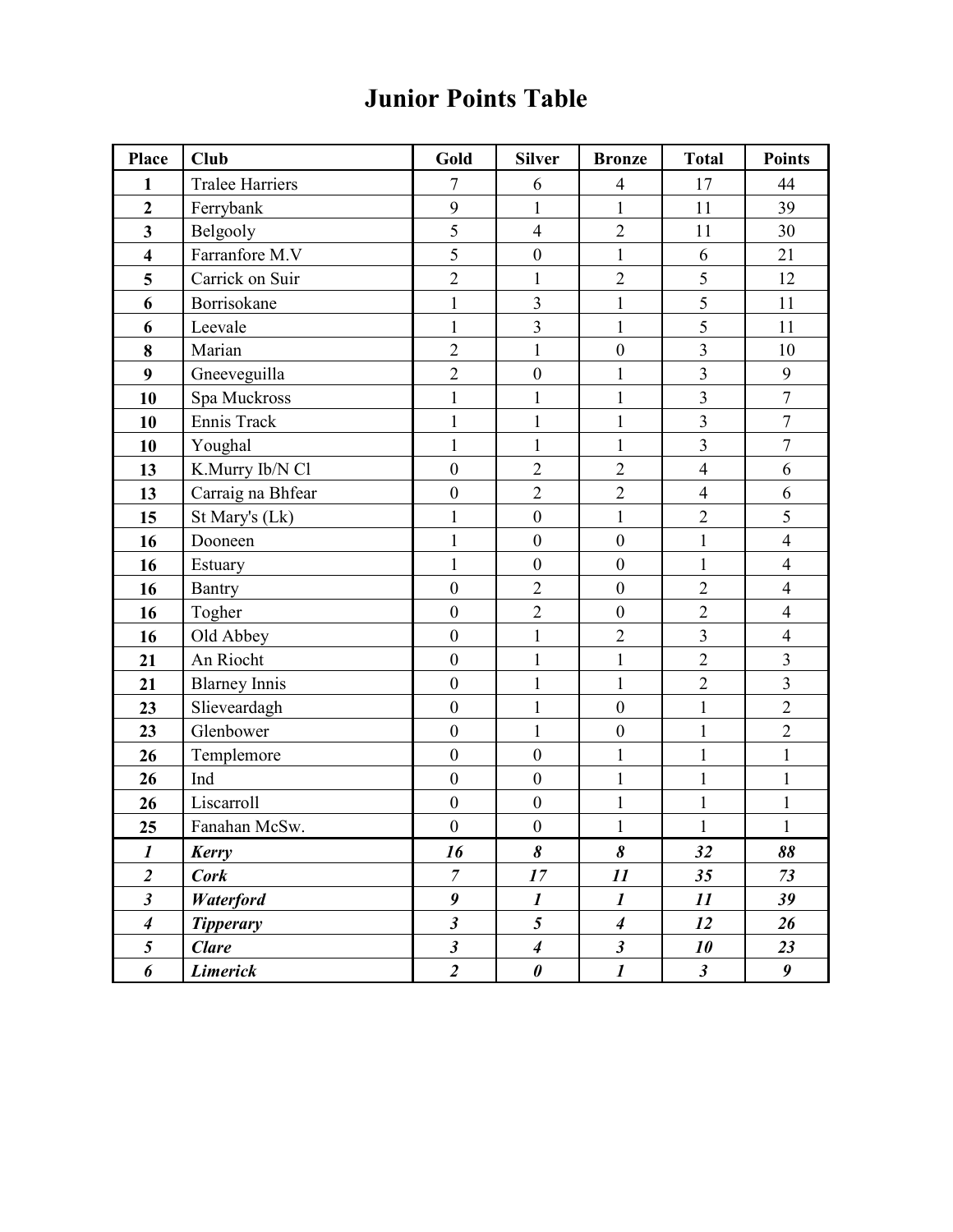# Junior Points Table

| Place | Club | Gold | Silver | Bronze | Total | Points |
|---|---|---|---|---|---|---|
| **1** | Tralee Harriers | 7 | 6 | 4 | 17 | 44 |
| **2** | Ferrybank | 9 | 1 | 1 | 11 | 39 |
| **3** | Belgooly | 5 | 4 | 2 | 11 | 30 |
| **4** | Farranfore M.V | 5 | 0 | 1 | 6 | 21 |
| **5** | Carrick on Suir | 2 | 1 | 2 | 5 | 12 |
| **6** | Borrisokane | 1 | 3 | 1 | 5 | 11 |
| **6** | Leevale | 1 | 3 | 1 | 5 | 11 |
| **8** | Marian | 2 | 1 | 0 | 3 | 10 |
| **9** | Gneeveguilla | 2 | 0 | 1 | 3 | 9 |
| **10** | Spa Muckross | 1 | 1 | 1 | 3 | 7 |
| **10** | Ennis Track | 1 | 1 | 1 | 3 | 7 |
| **10** | Youghal | 1 | 1 | 1 | 3 | 7 |
| **13** | K.Murry Ib/N Cl | 0 | 2 | 2 | 4 | 6 |
| **13** | Carraig na Bhfear | 0 | 2 | 2 | 4 | 6 |
| **15** | St Mary's (Lk) | 1 | 0 | 1 | 2 | 5 |
| **16** | Dooneen | 1 | 0 | 0 | 1 | 4 |
| **16** | Estuary | 1 | 0 | 0 | 1 | 4 |
| **16** | Bantry | 0 | 2 | 0 | 2 | 4 |
| **16** | Togher | 0 | 2 | 0 | 2 | 4 |
| **16** | Old Abbey | 0 | 1 | 2 | 3 | 4 |
| **21** | An Riocht | 0 | 1 | 1 | 2 | 3 |
| **21** | Blarney Innis | 0 | 1 | 1 | 2 | 3 |
| **23** | Slieveardagh | 0 | 1 | 0 | 1 | 2 |
| **23** | Glenbower | 0 | 1 | 0 | 1 | 2 |
| **26** | Templemore | 0 | 0 | 1 | 1 | 1 |
| **26** | Ind | 0 | 0 | 1 | 1 | 1 |
| **26** | Liscarroll | 0 | 0 | 1 | 1 | 1 |
| **25** | Fanahan McSw. | 0 | 0 | 1 | 1 | 1 |
| ***1*** | ***Kerry*** | ***16*** | ***8*** | ***8*** | ***32*** | ***88*** |
| ***2*** | ***Cork*** | ***7*** | ***17*** | ***11*** | ***35*** | ***73*** |
| ***3*** | ***Waterford*** | ***9*** | ***1*** | ***1*** | ***11*** | ***39*** |
| ***4*** | ***Tipperary*** | ***3*** | ***5*** | ***4*** | ***12*** | ***26*** |
| ***5*** | ***Clare*** | ***3*** | ***4*** | ***3*** | ***10*** | ***23*** |
| ***6*** | ***Limerick*** | ***2*** | ***0*** | ***1*** | ***3*** | ***9*** |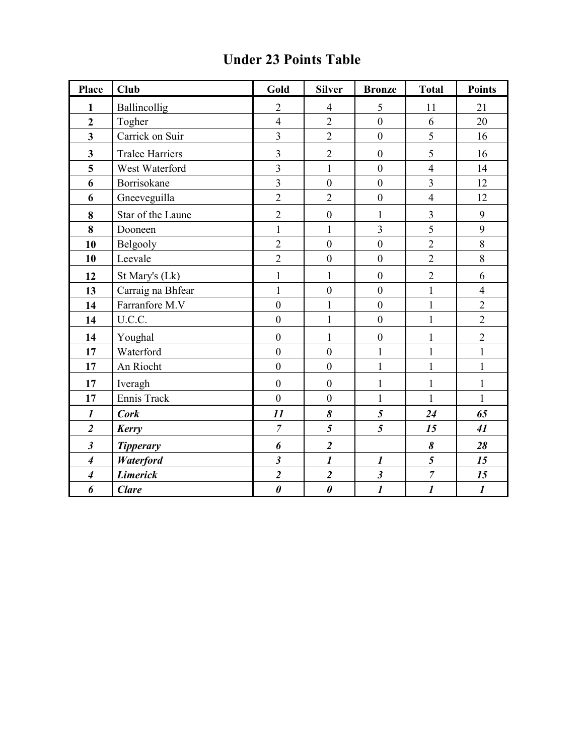# Under 23 Points Table

| Place | Club | Gold | Silver | Bronze | Total | Points |
|---|---|---|---|---|---|---|
| **1** | Ballincollig | 2 | 4 | 5 | 11 | 21 |
| **2** | Togher | 4 | 2 | 0 | 6 | 20 |
| **3** | Carrick on Suir | 3 | 2 | 0 | 5 | 16 |
| **3** | Tralee Harriers | 3 | 2 | 0 | 5 | 16 |
| **5** | West Waterford | 3 | 1 | 0 | 4 | 14 |
| **6** | Borrisokane | 3 | 0 | 0 | 3 | 12 |
| **6** | Gneeveguilla | 2 | 2 | 0 | 4 | 12 |
| **8** | Star of the Laune | 2 | 0 | 1 | 3 | 9 |
| **8** | Dooneen | 1 | 1 | 3 | 5 | 9 |
| **10** | Belgooly | 2 | 0 | 0 | 2 | 8 |
| **10** | Leevale | 2 | 0 | 0 | 2 | 8 |
| **12** | St Mary's (Lk) | 1 | 1 | 0 | 2 | 6 |
| **13** | Carraig na Bhfear | 1 | 0 | 0 | 1 | 4 |
| **14** | Farranfore M.V | 0 | 1 | 0 | 1 | 2 |
| **14** | U.C.C. | 0 | 1 | 0 | 1 | 2 |
| **14** | Youghal | 0 | 1 | 0 | 1 | 2 |
| **17** | Waterford | 0 | 0 | 1 | 1 | 1 |
| **17** | An Riocht | 0 | 0 | 1 | 1 | 1 |
| **17** | Iveragh | 0 | 0 | 1 | 1 | 1 |
| **17** | Ennis Track | 0 | 0 | 1 | 1 | 1 |
| ***1*** | ***Cork*** | ***11*** | ***8*** | ***5*** | ***24*** | ***65*** |
| ***2*** | ***Kerry*** | ***7*** | ***5*** | ***5*** | ***15*** | ***41*** |
| ***3*** | ***Tipperary*** | ***6*** | ***2*** | | ***8*** | ***28*** |
| ***4*** | ***Waterford*** | ***3*** | ***1*** | ***1*** | ***5*** | ***15*** |
| ***4*** | ***Limerick*** | ***2*** | ***2*** | ***3*** | ***7*** | ***15*** |
| ***6*** | ***Clare*** | ***0*** | ***0*** | ***1*** | ***1*** | ***1*** |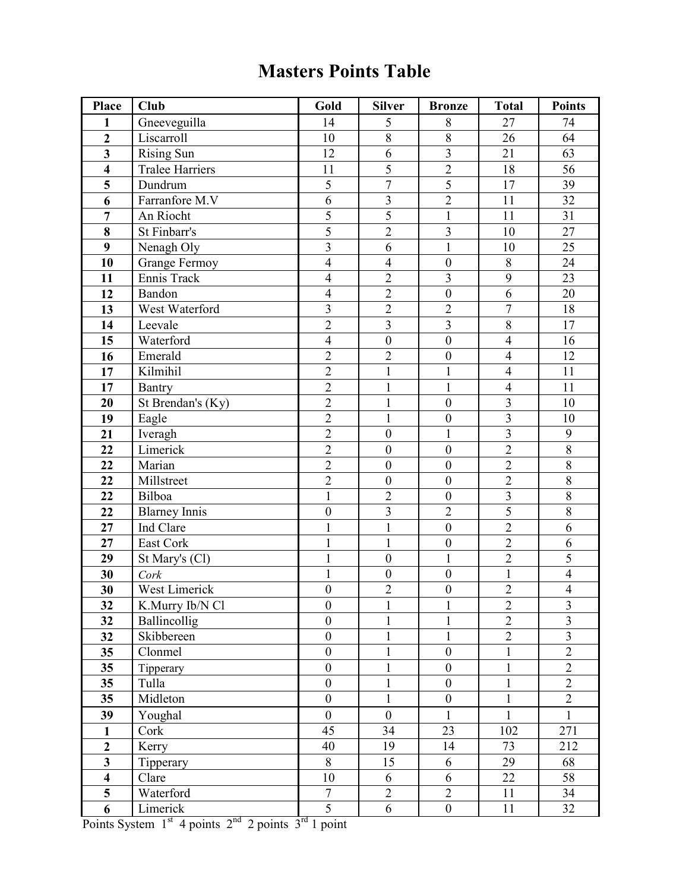# Masters Points Table

| Place | Club | Gold | Silver | Bronze | Total | Points |
|---|---|---|---|---|---|---|
| **1** | Gneeveguilla | 14 | 5 | 8 | 27 | 74 |
| **2** | Liscarroll | 10 | 8 | 8 | 26 | 64 |
| **3** | Rising Sun | 12 | 6 | 3 | 21 | 63 |
| **4** | Tralee Harriers | 11 | 5 | 2 | 18 | 56 |
| **5** | Dundrum | 5 | 7 | 5 | 17 | 39 |
| **6** | Farranfore M.V | 6 | 3 | 2 | 11 | 32 |
| **7** | An Riocht | 5 | 5 | 1 | 11 | 31 |
| **8** | St Finbarr's | 5 | 2 | 3 | 10 | 27 |
| **9** | Nenagh Oly | 3 | 6 | 1 | 10 | 25 |
| **10** | Grange Fermoy | 4 | 4 | 0 | 8 | 24 |
| **11** | Ennis Track | 4 | 2 | 3 | 9 | 23 |
| **12** | Bandon | 4 | 2 | 0 | 6 | 20 |
| **13** | West Waterford | 3 | 2 | 2 | 7 | 18 |
| **14** | Leevale | 2 | 3 | 3 | 8 | 17 |
| **15** | Waterford | 4 | 0 | 0 | 4 | 16 |
| **16** | Emerald | 2 | 2 | 0 | 4 | 12 |
| **17** | Kilmihil | 2 | 1 | 1 | 4 | 11 |
| **17** | Bantry | 2 | 1 | 1 | 4 | 11 |
| **20** | St Brendan's (Ky) | 2 | 1 | 0 | 3 | 10 |
| **19** | Eagle | 2 | 1 | 0 | 3 | 10 |
| **21** | Iveragh | 2 | 0 | 1 | 3 | 9 |
| **22** | Limerick | 2 | 0 | 0 | 2 | 8 |
| **22** | Marian | 2 | 0 | 0 | 2 | 8 |
| **22** | Millstreet | 2 | 0 | 0 | 2 | 8 |
| **22** | Bilboa | 1 | 2 | 0 | 3 | 8 |
| **22** | Blarney Innis | 0 | 3 | 2 | 5 | 8 |
| **27** | Ind Clare | 1 | 1 | 0 | 2 | 6 |
| **27** | East Cork | 1 | 1 | 0 | 2 | 6 |
| **29** | St Mary's (Cl) | 1 | 0 | 1 | 2 | 5 |
| **30** | *Cork* | 1 | 0 | 0 | 1 | 4 |
| **30** | West Limerick | 0 | 2 | 0 | 2 | 4 |
| **32** | K.Murry Ib/N Cl | 0 | 1 | 1 | 2 | 3 |
| **32** | Ballincollig | 0 | 1 | 1 | 2 | 3 |
| **32** | Skibbereen | 0 | 1 | 1 | 2 | 3 |
| **35** | Clonmel | 0 | 1 | 0 | 1 | 2 |
| **35** | Tipperary | 0 | 1 | 0 | 1 | 2 |
| **35** | Tulla | 0 | 1 | 0 | 1 | 2 |
| **35** | Midleton | 0 | 1 | 0 | 1 | 2 |
| **39** | Youghal | 0 | 0 | 1 | 1 | 1 |
| **1** | Cork | 45 | 34 | 23 | 102 | 271 |
| **2** | Kerry | 40 | 19 | 14 | 73 | 212 |
| **3** | Tipperary | 8 | 15 | 6 | 29 | 68 |
| **4** | Clare | 10 | 6 | 6 | 22 | 58 |
| **5** | Waterford | 7 | 2 | 2 | 11 | 34 |
| **6** | Limerick | 5 | 6 | 0 | 11 | 32 |

Points System 1st 4 points 2nd 2 points 3rd 1 point